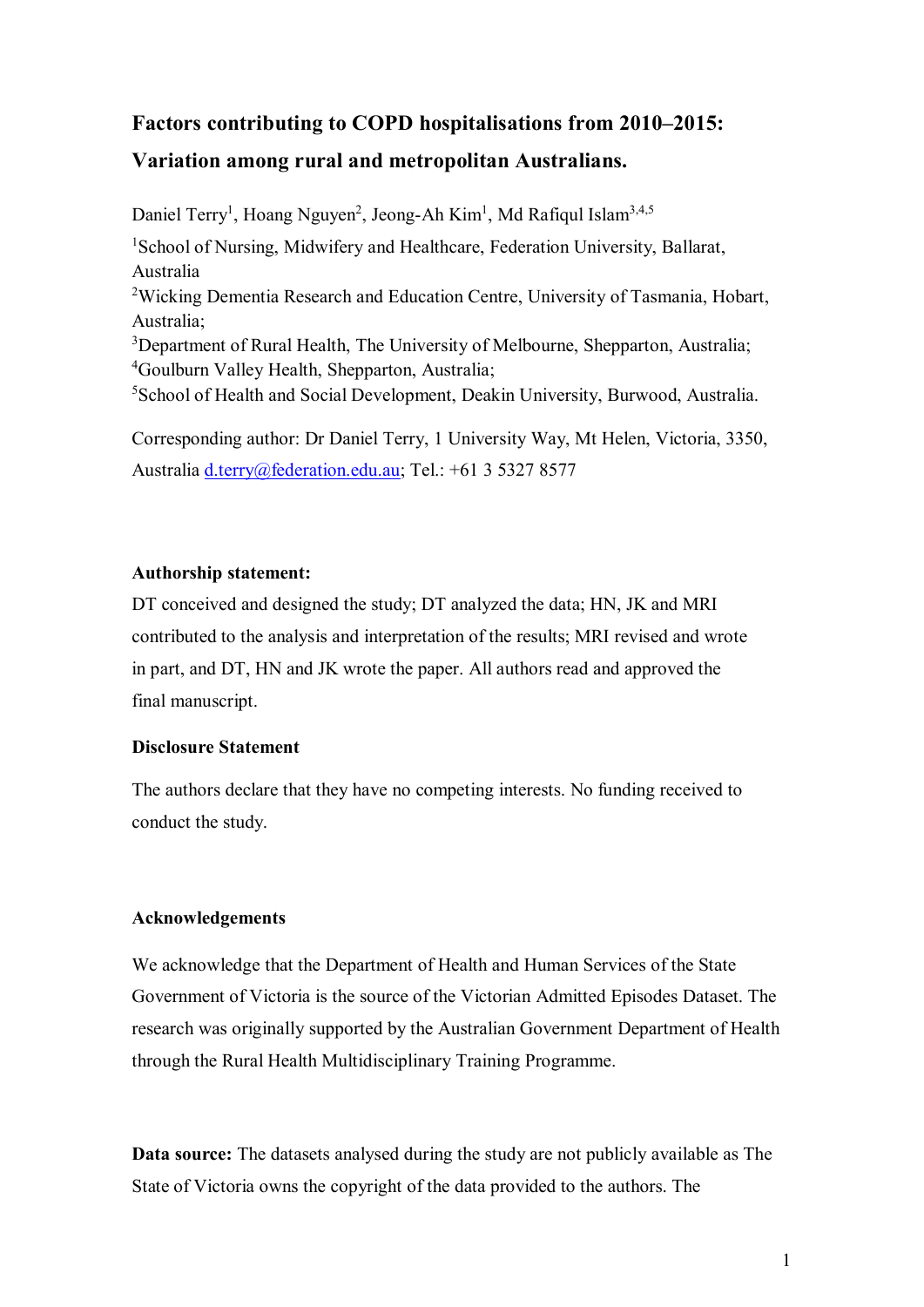# Factors contributing to COPD hospitalisations from 2010–2015: Variation among rural and metropolitan Australians.

Daniel Terry[1], Hoang Nguyen[2], Jeong-Ah Kim[1], Md Rafiqul Islam[3,4,5]

[1]School of Nursing, Midwifery and Healthcare, Federation University, Ballarat, Australia

[2]Wicking Dementia Research and Education Centre, University of Tasmania, Hobart, Australia;

[3]Department of Rural Health, The University of Melbourne, Shepparton, Australia;

[4]Goulburn Valley Health, Shepparton, Australia;

[5]School of Health and Social Development, Deakin University, Burwood, Australia.

Corresponding author: Dr Daniel Terry, 1 University Way, Mt Helen, Victoria, 3350, Australia d.terry@federation.edu.au; Tel.: +61 3 5327 8577

**Authorship statement:**

DT conceived and designed the study; DT analyzed the data; HN, JK and MRI contributed to the analysis and interpretation of the results; MRI revised and wrote in part, and DT, HN and JK wrote the paper. All authors read and approved the final manuscript.

**Disclosure Statement**

The authors declare that they have no competing interests. No funding received to conduct the study.

**Acknowledgements**

We acknowledge that the Department of Health and Human Services of the State Government of Victoria is the source of the Victorian Admitted Episodes Dataset. The research was originally supported by the Australian Government Department of Health through the Rural Health Multidisciplinary Training Programme.

**Data source:** The datasets analysed during the study are not publicly available as The State of Victoria owns the copyright of the data provided to the authors. The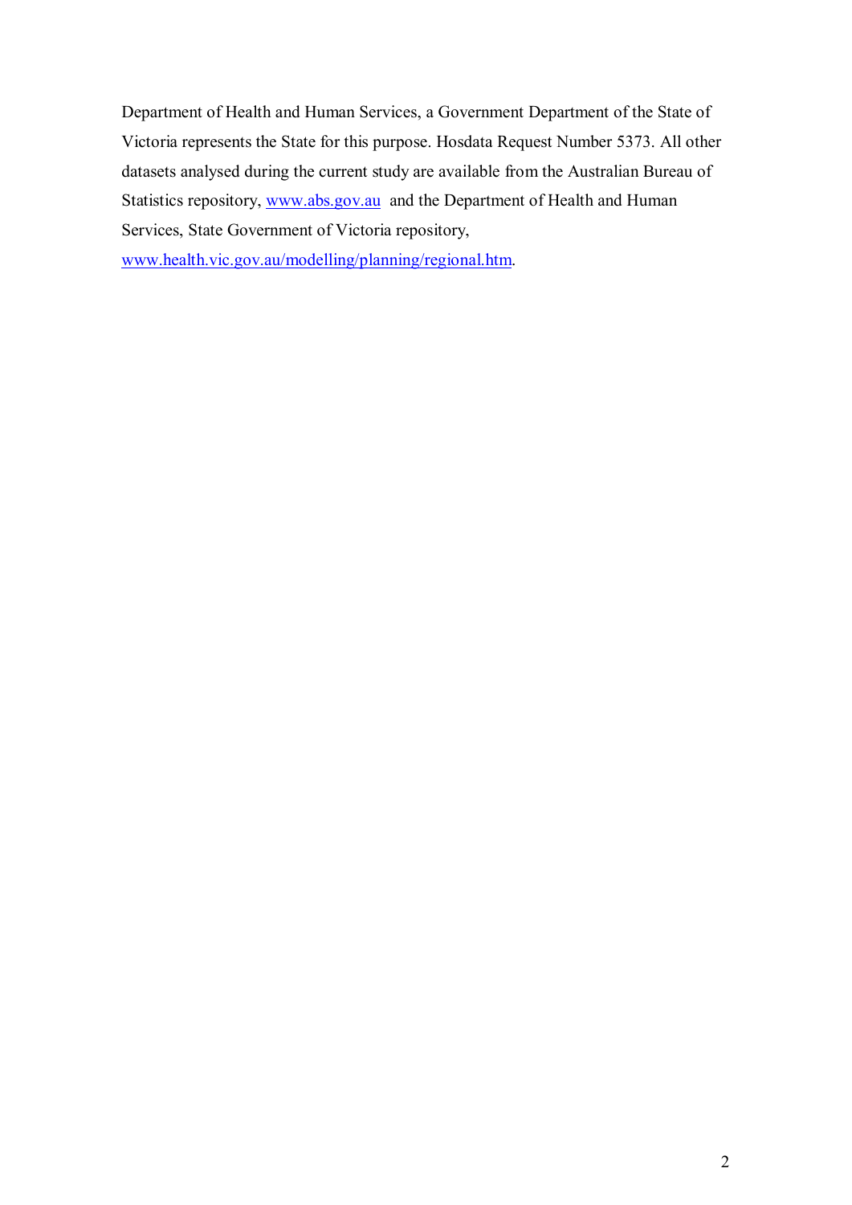Department of Health and Human Services, a Government Department of the State of Victoria represents the State for this purpose. Hosdata Request Number 5373. All other datasets analysed during the current study are available from the Australian Bureau of Statistics repository, www.abs.gov.au and the Department of Health and Human Services, State Government of Victoria repository, www.health.vic.gov.au/modelling/planning/regional.htm.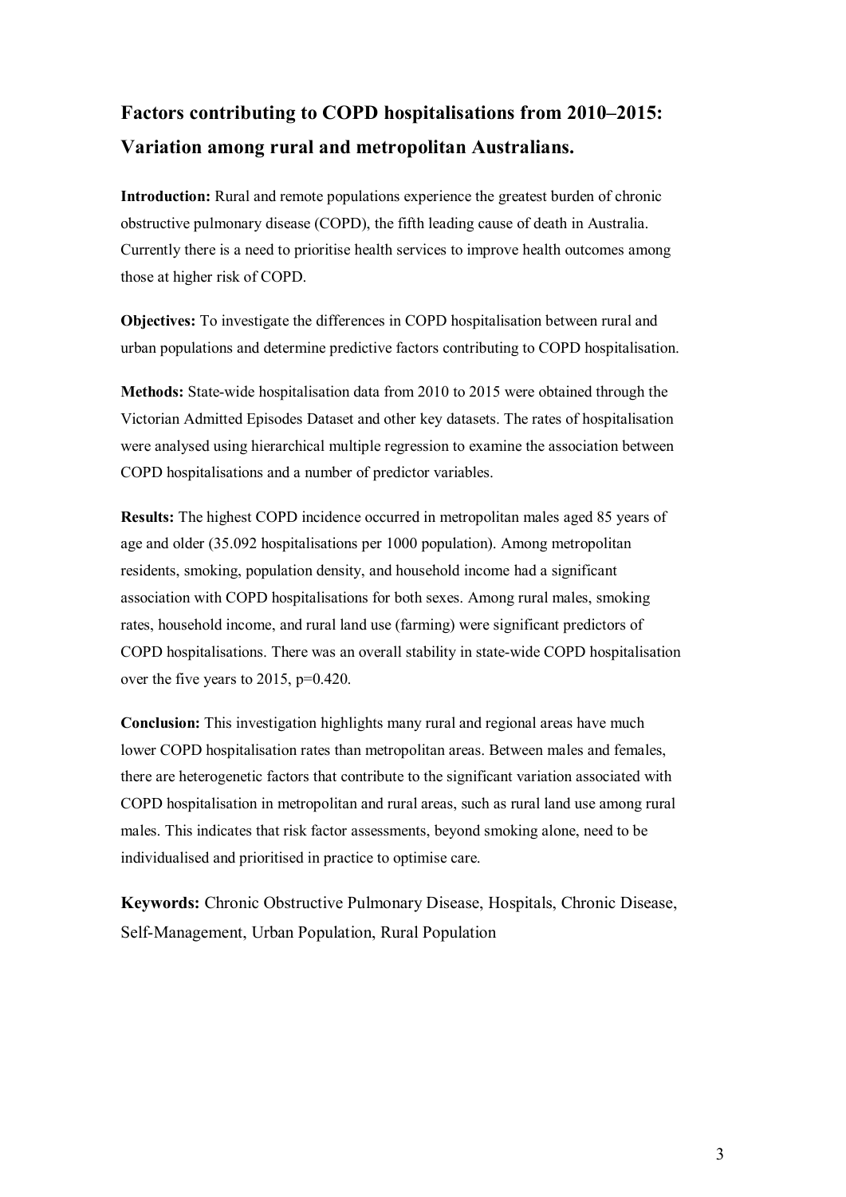# Factors contributing to COPD hospitalisations from 2010–2015: Variation among rural and metropolitan Australians.

**Introduction:** Rural and remote populations experience the greatest burden of chronic obstructive pulmonary disease (COPD), the fifth leading cause of death in Australia. Currently there is a need to prioritise health services to improve health outcomes among those at higher risk of COPD.

**Objectives:** To investigate the differences in COPD hospitalisation between rural and urban populations and determine predictive factors contributing to COPD hospitalisation.

**Methods:** State-wide hospitalisation data from 2010 to 2015 were obtained through the Victorian Admitted Episodes Dataset and other key datasets. The rates of hospitalisation were analysed using hierarchical multiple regression to examine the association between COPD hospitalisations and a number of predictor variables.

**Results:** The highest COPD incidence occurred in metropolitan males aged 85 years of age and older (35.092 hospitalisations per 1000 population). Among metropolitan residents, smoking, population density, and household income had a significant association with COPD hospitalisations for both sexes. Among rural males, smoking rates, household income, and rural land use (farming) were significant predictors of COPD hospitalisations. There was an overall stability in state-wide COPD hospitalisation over the five years to 2015, $p=0.420$.

**Conclusion:** This investigation highlights many rural and regional areas have much lower COPD hospitalisation rates than metropolitan areas. Between males and females, there are heterogenetic factors that contribute to the significant variation associated with COPD hospitalisation in metropolitan and rural areas, such as rural land use among rural males. This indicates that risk factor assessments, beyond smoking alone, need to be individualised and prioritised in practice to optimise care.

**Keywords:** Chronic Obstructive Pulmonary Disease, Hospitals, Chronic Disease, Self-Management, Urban Population, Rural Population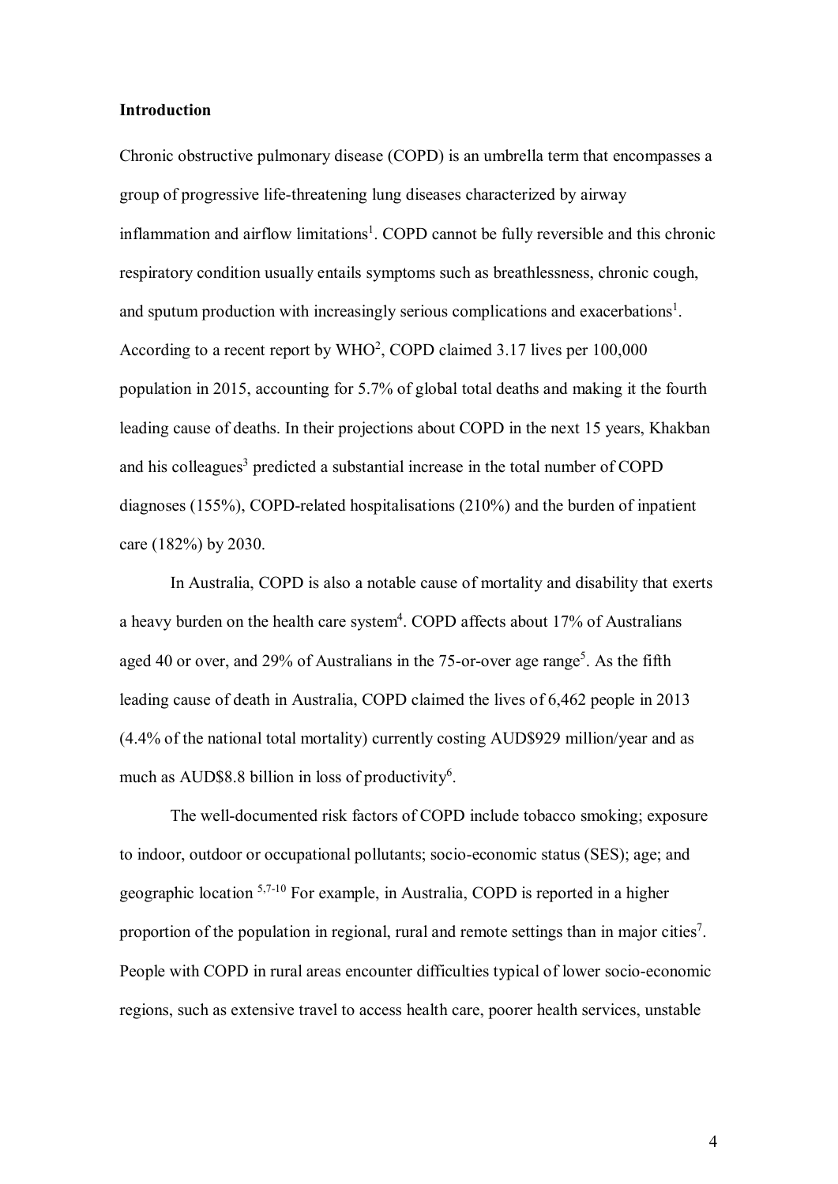## Introduction

Chronic obstructive pulmonary disease (COPD) is an umbrella term that encompasses a group of progressive life-threatening lung diseases characterized by airway inflammation and airflow limitations[1]. COPD cannot be fully reversible and this chronic respiratory condition usually entails symptoms such as breathlessness, chronic cough, and sputum production with increasingly serious complications and exacerbations[1]. According to a recent report by WHO[2], COPD claimed 3.17 lives per 100,000 population in 2015, accounting for 5.7% of global total deaths and making it the fourth leading cause of deaths. In their projections about COPD in the next 15 years, Khakban and his colleagues[3] predicted a substantial increase in the total number of COPD diagnoses (155%), COPD-related hospitalisations (210%) and the burden of inpatient care (182%) by 2030.

In Australia, COPD is also a notable cause of mortality and disability that exerts a heavy burden on the health care system[4]. COPD affects about 17% of Australians aged 40 or over, and 29% of Australians in the 75-or-over age range[5]. As the fifth leading cause of death in Australia, COPD claimed the lives of 6,462 people in 2013 (4.4% of the national total mortality) currently costing AUD$929 million/year and as much as AUD$8.8 billion in loss of productivity[6].

The well-documented risk factors of COPD include tobacco smoking; exposure to indoor, outdoor or occupational pollutants; socio-economic status (SES); age; and geographic location [5,7-10] For example, in Australia, COPD is reported in a higher proportion of the population in regional, rural and remote settings than in major cities[7]. People with COPD in rural areas encounter difficulties typical of lower socio-economic regions, such as extensive travel to access health care, poorer health services, unstable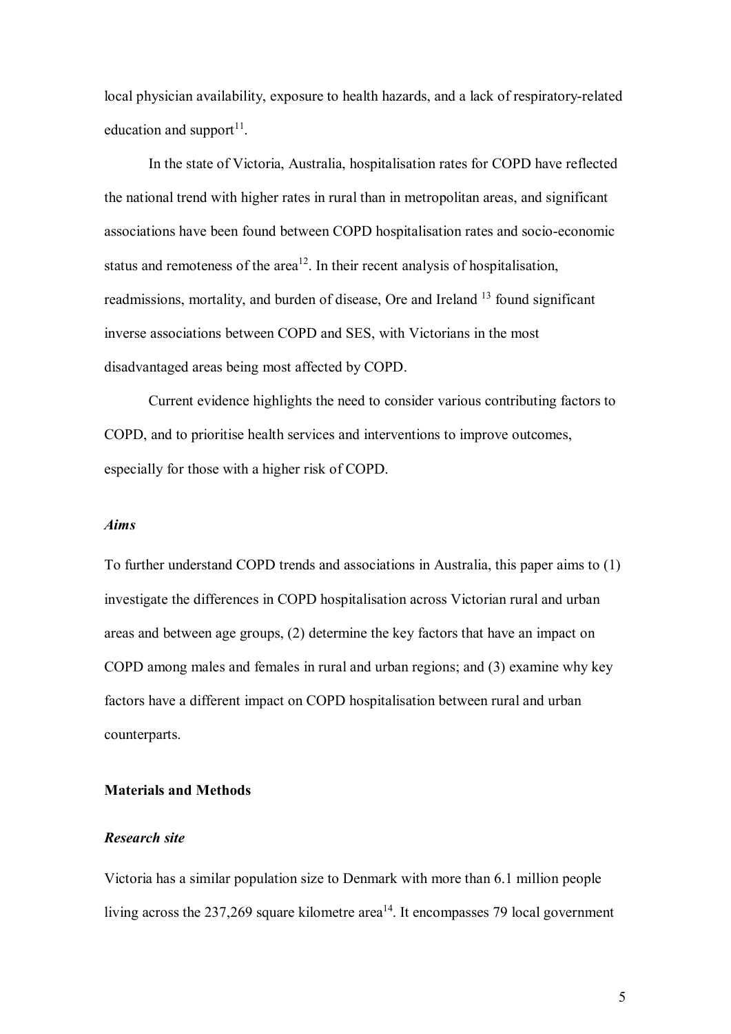local physician availability, exposure to health hazards, and a lack of respiratory-related education and support[11].

In the state of Victoria, Australia, hospitalisation rates for COPD have reflected the national trend with higher rates in rural than in metropolitan areas, and significant associations have been found between COPD hospitalisation rates and socio-economic status and remoteness of the area[12]. In their recent analysis of hospitalisation, readmissions, mortality, and burden of disease, Ore and Ireland [13] found significant inverse associations between COPD and SES, with Victorians in the most disadvantaged areas being most affected by COPD.

Current evidence highlights the need to consider various contributing factors to COPD, and to prioritise health services and interventions to improve outcomes, especially for those with a higher risk of COPD.

### *Aims*

To further understand COPD trends and associations in Australia, this paper aims to (1) investigate the differences in COPD hospitalisation across Victorian rural and urban areas and between age groups, (2) determine the key factors that have an impact on COPD among males and females in rural and urban regions; and (3) examine why key factors have a different impact on COPD hospitalisation between rural and urban counterparts.

## Materials and Methods

### *Research site*

Victoria has a similar population size to Denmark with more than 6.1 million people living across the 237,269 square kilometre area[14]. It encompasses 79 local government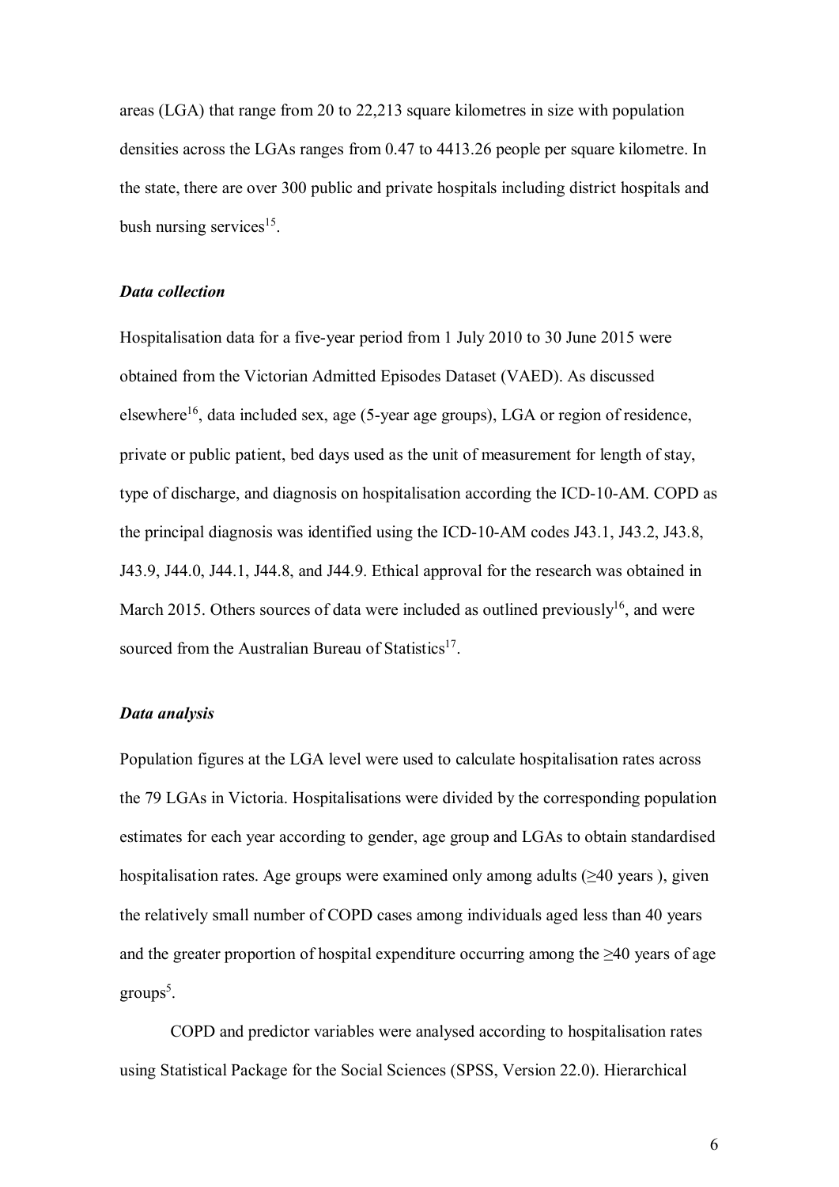areas (LGA) that range from 20 to 22,213 square kilometres in size with population densities across the LGAs ranges from 0.47 to 4413.26 people per square kilometre. In the state, there are over 300 public and private hospitals including district hospitals and bush nursing services[15].

### *Data collection*

Hospitalisation data for a five-year period from 1 July 2010 to 30 June 2015 were obtained from the Victorian Admitted Episodes Dataset (VAED). As discussed elsewhere[16], data included sex, age (5-year age groups), LGA or region of residence, private or public patient, bed days used as the unit of measurement for length of stay, type of discharge, and diagnosis on hospitalisation according the ICD-10-AM. COPD as the principal diagnosis was identified using the ICD-10-AM codes J43.1, J43.2, J43.8, J43.9, J44.0, J44.1, J44.8, and J44.9. Ethical approval for the research was obtained in March 2015. Others sources of data were included as outlined previously[16], and were sourced from the Australian Bureau of Statistics[17].

### *Data analysis*

Population figures at the LGA level were used to calculate hospitalisation rates across the 79 LGAs in Victoria. Hospitalisations were divided by the corresponding population estimates for each year according to gender, age group and LGAs to obtain standardised hospitalisation rates. Age groups were examined only among adults (≥40 years ), given the relatively small number of COPD cases among individuals aged less than 40 years and the greater proportion of hospital expenditure occurring among the ≥40 years of age groups[5].

COPD and predictor variables were analysed according to hospitalisation rates using Statistical Package for the Social Sciences (SPSS, Version 22.0). Hierarchical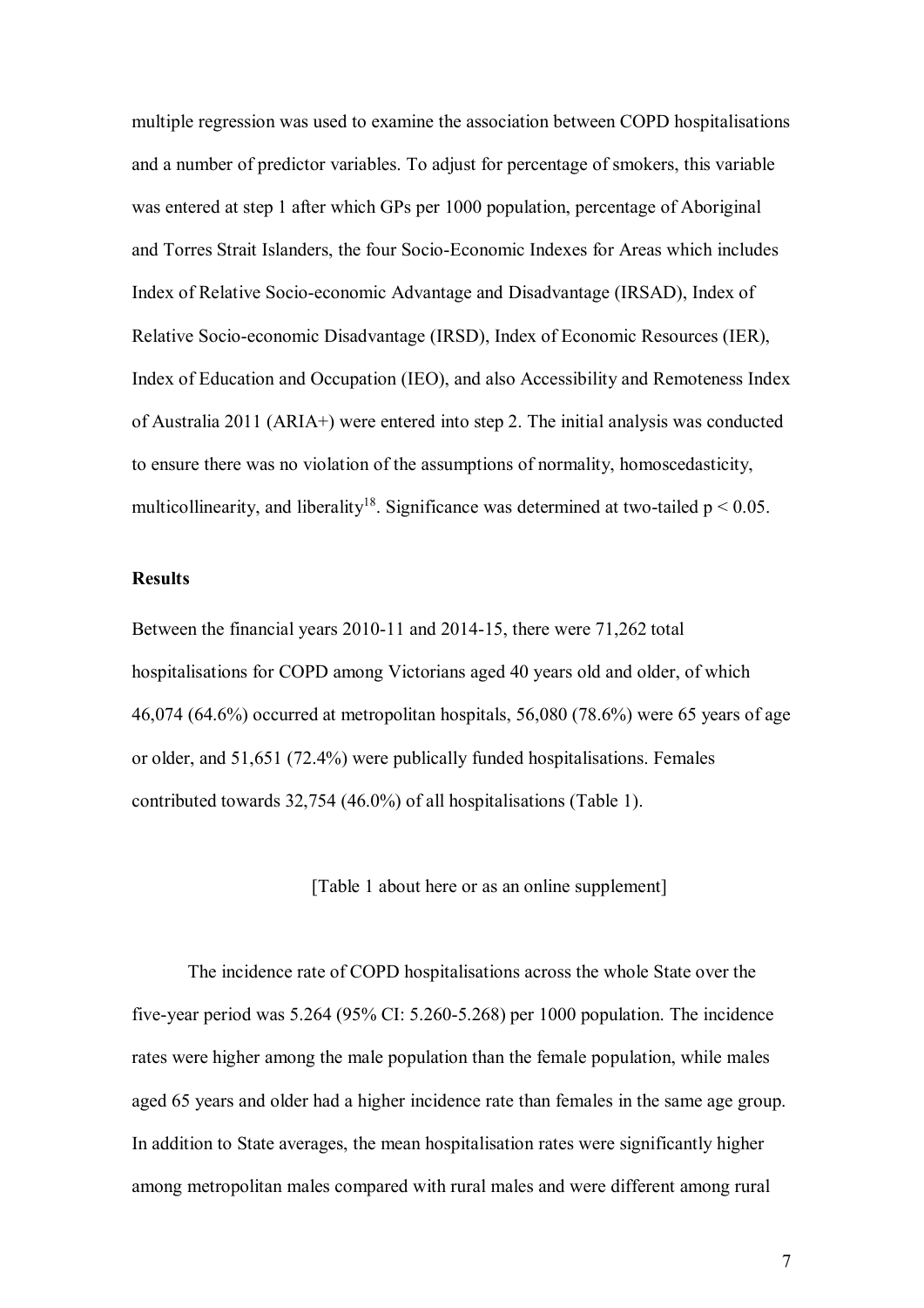multiple regression was used to examine the association between COPD hospitalisations and a number of predictor variables. To adjust for percentage of smokers, this variable was entered at step 1 after which GPs per 1000 population, percentage of Aboriginal and Torres Strait Islanders, the four Socio-Economic Indexes for Areas which includes Index of Relative Socio-economic Advantage and Disadvantage (IRSAD), Index of Relative Socio-economic Disadvantage (IRSD), Index of Economic Resources (IER), Index of Education and Occupation (IEO), and also Accessibility and Remoteness Index of Australia 2011 (ARIA+) were entered into step 2. The initial analysis was conducted to ensure there was no violation of the assumptions of normality, homoscedasticity, multicollinearity, and liberality[18]. Significance was determined at two-tailed $p < 0.05$.

## Results

Between the financial years 2010-11 and 2014-15, there were 71,262 total hospitalisations for COPD among Victorians aged 40 years old and older, of which 46,074 (64.6%) occurred at metropolitan hospitals, 56,080 (78.6%) were 65 years of age or older, and 51,651 (72.4%) were publically funded hospitalisations. Females contributed towards 32,754 (46.0%) of all hospitalisations (Table 1).

[Table 1 about here or as an online supplement]

The incidence rate of COPD hospitalisations across the whole State over the five-year period was 5.264 (95% CI: 5.260-5.268) per 1000 population. The incidence rates were higher among the male population than the female population, while males aged 65 years and older had a higher incidence rate than females in the same age group. In addition to State averages, the mean hospitalisation rates were significantly higher among metropolitan males compared with rural males and were different among rural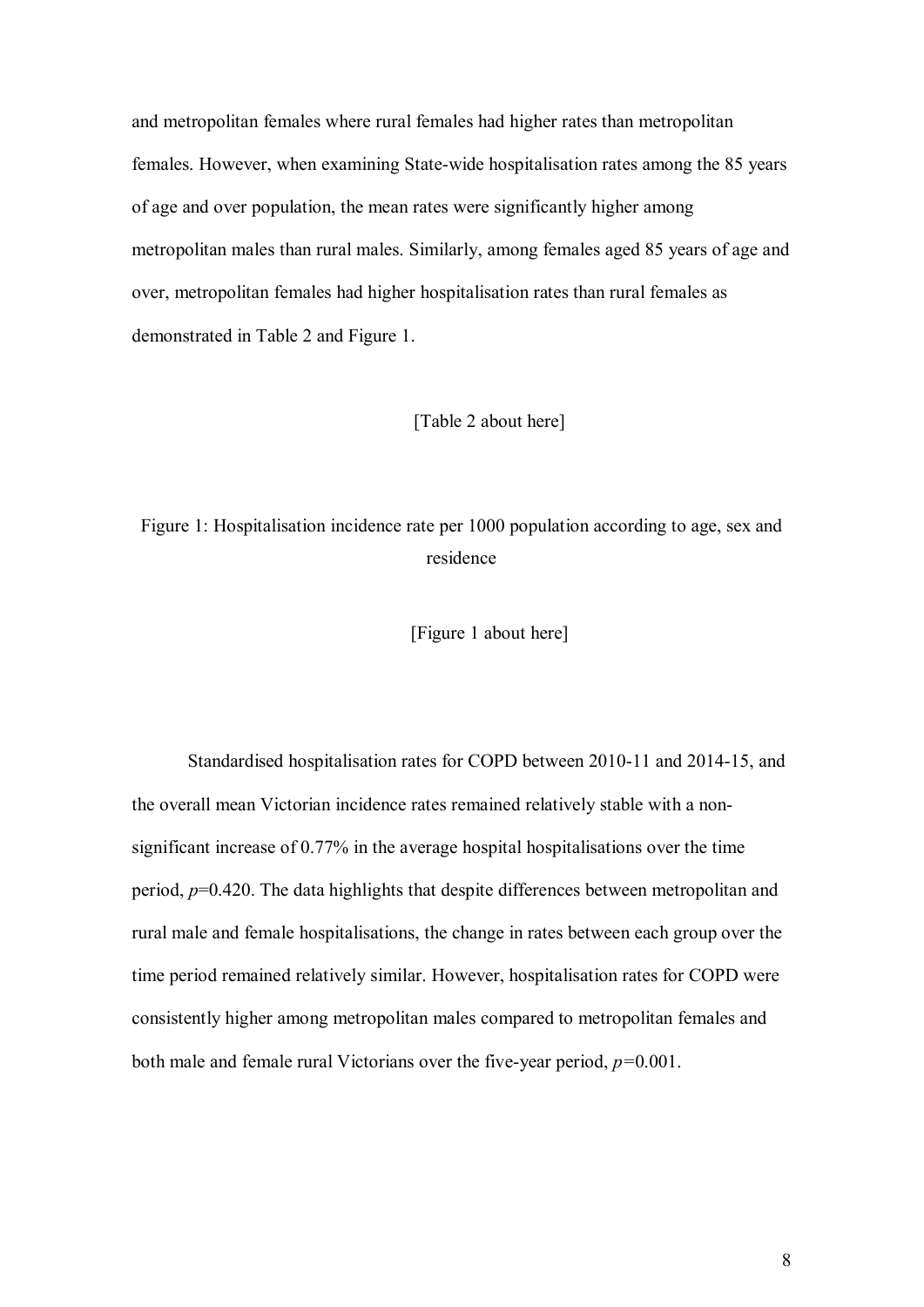and metropolitan females where rural females had higher rates than metropolitan females. However, when examining State-wide hospitalisation rates among the 85 years of age and over population, the mean rates were significantly higher among metropolitan males than rural males. Similarly, among females aged 85 years of age and over, metropolitan females had higher hospitalisation rates than rural females as demonstrated in Table 2 and Figure 1.

[Table 2 about here]

Figure 1: Hospitalisation incidence rate per 1000 population according to age, sex and residence

[Figure 1 about here]

Standardised hospitalisation rates for COPD between 2010-11 and 2014-15, and the overall mean Victorian incidence rates remained relatively stable with a non-significant increase of 0.77% in the average hospital hospitalisations over the time period, $p$=0.420. The data highlights that despite differences between metropolitan and rural male and female hospitalisations, the change in rates between each group over the time period remained relatively similar. However, hospitalisation rates for COPD were consistently higher among metropolitan males compared to metropolitan females and both male and female rural Victorians over the five-year period, $p$=0.001.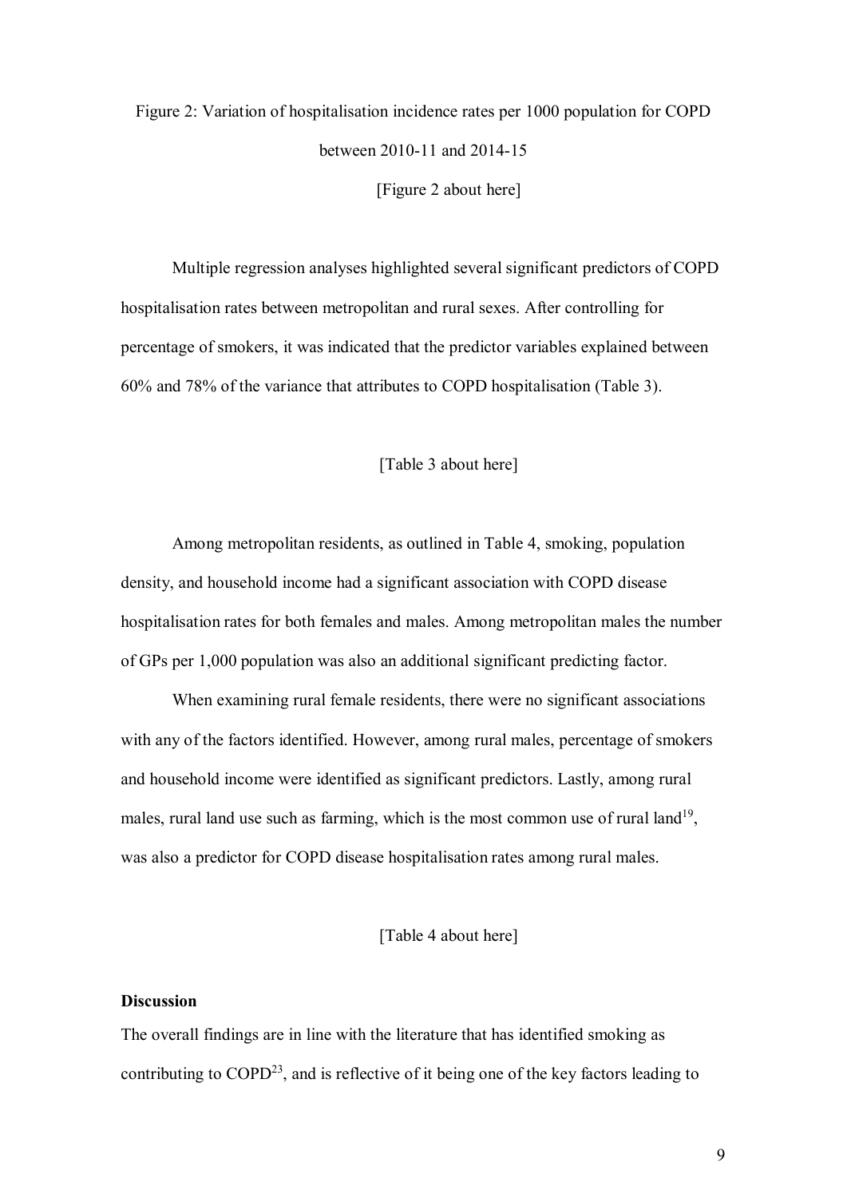Figure 2: Variation of hospitalisation incidence rates per 1000 population for COPD between 2010-11 and 2014-15

[Figure 2 about here]

Multiple regression analyses highlighted several significant predictors of COPD hospitalisation rates between metropolitan and rural sexes. After controlling for percentage of smokers, it was indicated that the predictor variables explained between 60% and 78% of the variance that attributes to COPD hospitalisation (Table 3).

[Table 3 about here]

Among metropolitan residents, as outlined in Table 4, smoking, population density, and household income had a significant association with COPD disease hospitalisation rates for both females and males. Among metropolitan males the number of GPs per 1,000 population was also an additional significant predicting factor.

When examining rural female residents, there were no significant associations with any of the factors identified. However, among rural males, percentage of smokers and household income were identified as significant predictors. Lastly, among rural males, rural land use such as farming, which is the most common use of rural land[19], was also a predictor for COPD disease hospitalisation rates among rural males.

[Table 4 about here]

**Discussion**

The overall findings are in line with the literature that has identified smoking as contributing to COPD[23], and is reflective of it being one of the key factors leading to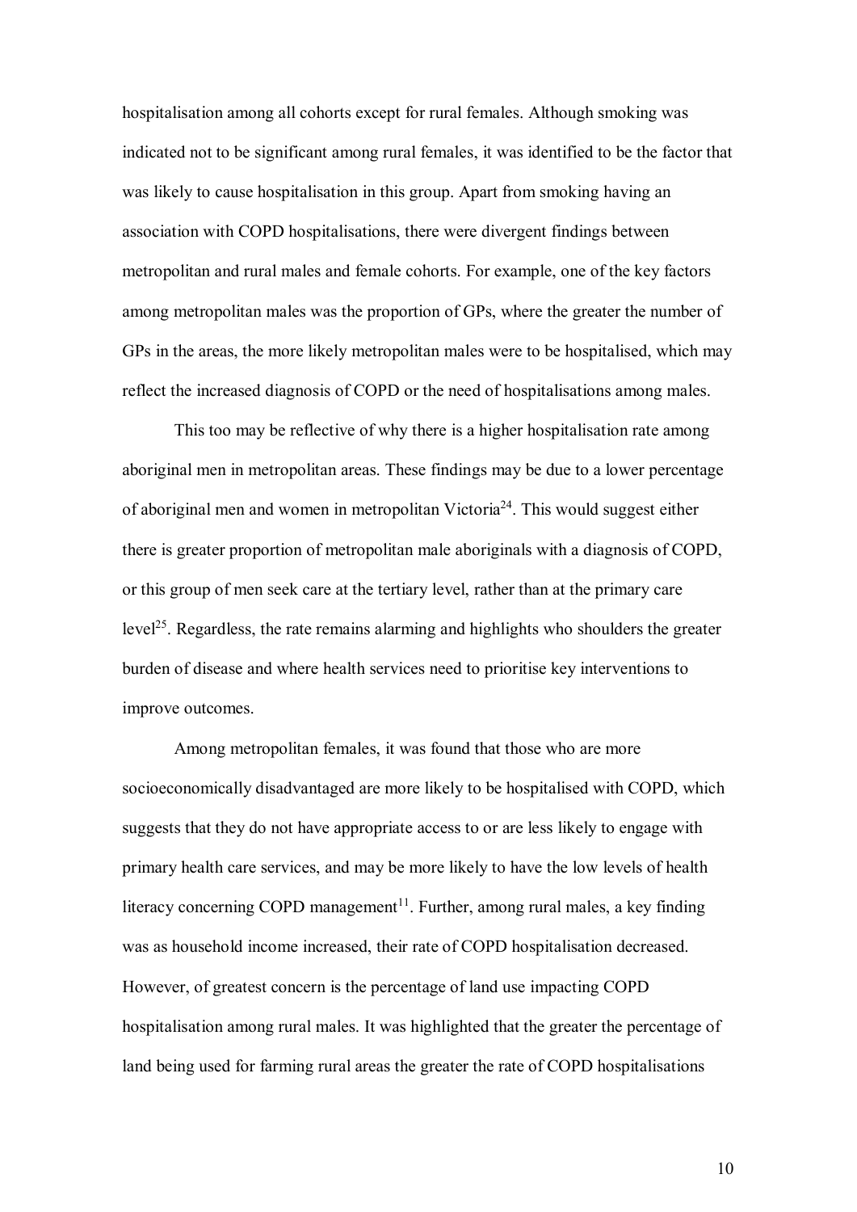hospitalisation among all cohorts except for rural females. Although smoking was indicated not to be significant among rural females, it was identified to be the factor that was likely to cause hospitalisation in this group. Apart from smoking having an association with COPD hospitalisations, there were divergent findings between metropolitan and rural males and female cohorts. For example, one of the key factors among metropolitan males was the proportion of GPs, where the greater the number of GPs in the areas, the more likely metropolitan males were to be hospitalised, which may reflect the increased diagnosis of COPD or the need of hospitalisations among males.

This too may be reflective of why there is a higher hospitalisation rate among aboriginal men in metropolitan areas. These findings may be due to a lower percentage of aboriginal men and women in metropolitan Victoria[24]. This would suggest either there is greater proportion of metropolitan male aboriginals with a diagnosis of COPD, or this group of men seek care at the tertiary level, rather than at the primary care level[25]. Regardless, the rate remains alarming and highlights who shoulders the greater burden of disease and where health services need to prioritise key interventions to improve outcomes.

Among metropolitan females, it was found that those who are more socioeconomically disadvantaged are more likely to be hospitalised with COPD, which suggests that they do not have appropriate access to or are less likely to engage with primary health care services, and may be more likely to have the low levels of health literacy concerning COPD management[11]. Further, among rural males, a key finding was as household income increased, their rate of COPD hospitalisation decreased. However, of greatest concern is the percentage of land use impacting COPD hospitalisation among rural males. It was highlighted that the greater the percentage of land being used for farming rural areas the greater the rate of COPD hospitalisations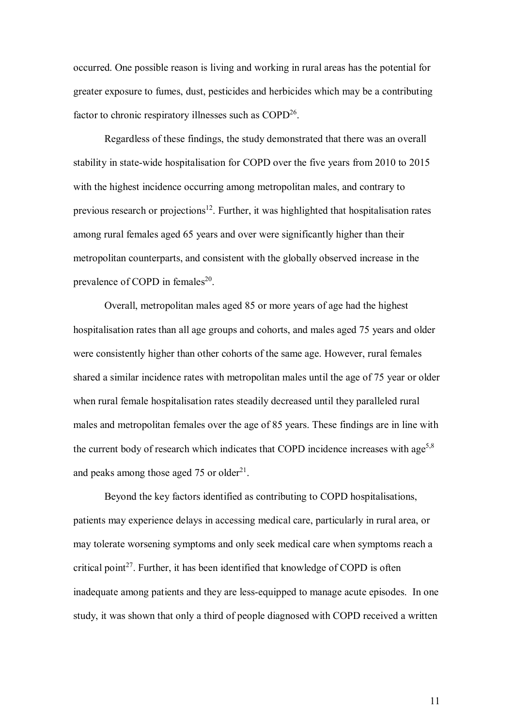occurred. One possible reason is living and working in rural areas has the potential for greater exposure to fumes, dust, pesticides and herbicides which may be a contributing factor to chronic respiratory illnesses such as COPD[26].

Regardless of these findings, the study demonstrated that there was an overall stability in state-wide hospitalisation for COPD over the five years from 2010 to 2015 with the highest incidence occurring among metropolitan males, and contrary to previous research or projections[12]. Further, it was highlighted that hospitalisation rates among rural females aged 65 years and over were significantly higher than their metropolitan counterparts, and consistent with the globally observed increase in the prevalence of COPD in females[20].

Overall, metropolitan males aged 85 or more years of age had the highest hospitalisation rates than all age groups and cohorts, and males aged 75 years and older were consistently higher than other cohorts of the same age. However, rural females shared a similar incidence rates with metropolitan males until the age of 75 year or older when rural female hospitalisation rates steadily decreased until they paralleled rural males and metropolitan females over the age of 85 years. These findings are in line with the current body of research which indicates that COPD incidence increases with age[5,8] and peaks among those aged 75 or older[21].

Beyond the key factors identified as contributing to COPD hospitalisations, patients may experience delays in accessing medical care, particularly in rural area, or may tolerate worsening symptoms and only seek medical care when symptoms reach a critical point[27]. Further, it has been identified that knowledge of COPD is often inadequate among patients and they are less-equipped to manage acute episodes. In one study, it was shown that only a third of people diagnosed with COPD received a written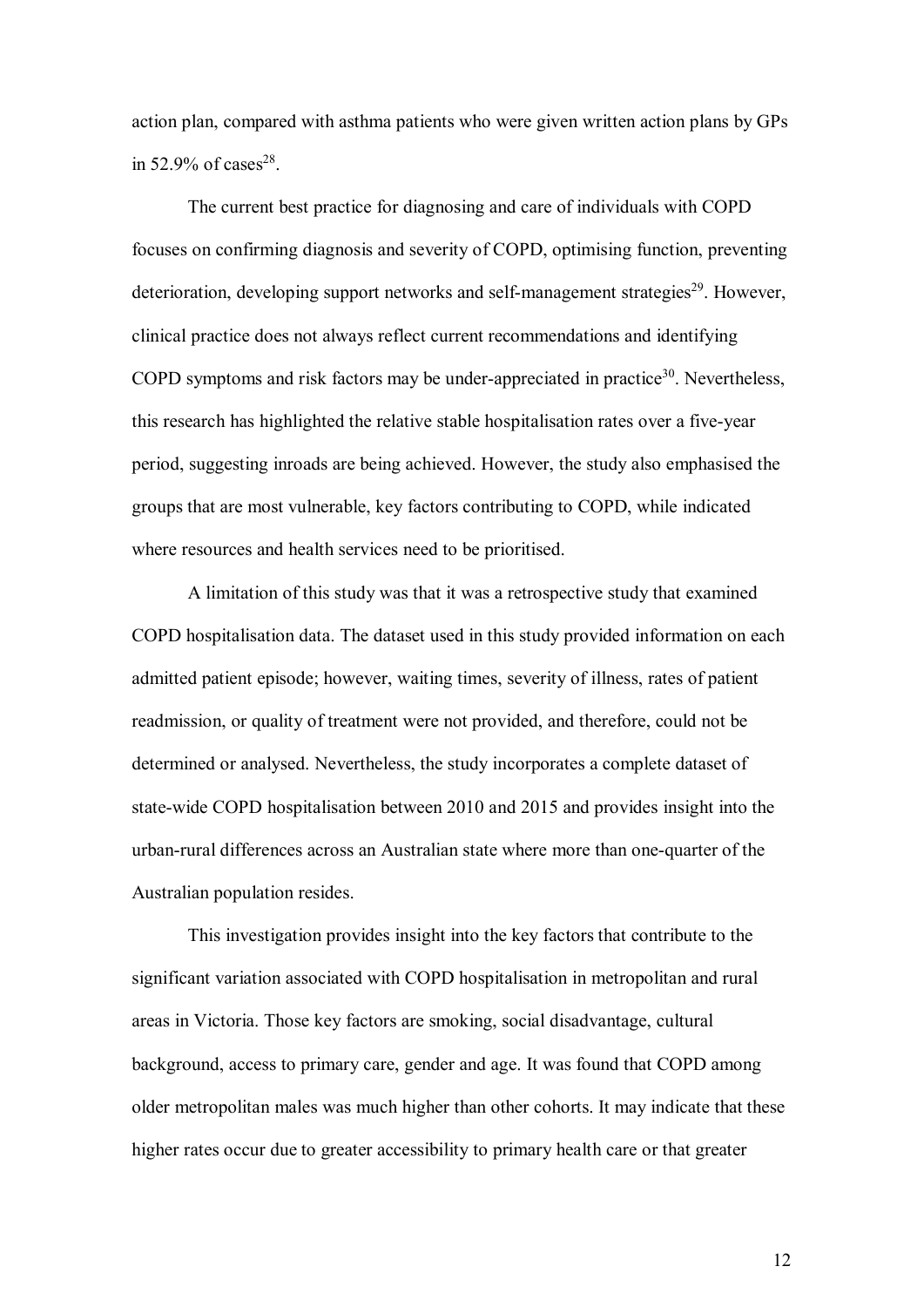action plan, compared with asthma patients who were given written action plans by GPs in 52.9% of cases[28].

The current best practice for diagnosing and care of individuals with COPD focuses on confirming diagnosis and severity of COPD, optimising function, preventing deterioration, developing support networks and self-management strategies[29]. However, clinical practice does not always reflect current recommendations and identifying COPD symptoms and risk factors may be under-appreciated in practice[30]. Nevertheless, this research has highlighted the relative stable hospitalisation rates over a five-year period, suggesting inroads are being achieved. However, the study also emphasised the groups that are most vulnerable, key factors contributing to COPD, while indicated where resources and health services need to be prioritised.

A limitation of this study was that it was a retrospective study that examined COPD hospitalisation data. The dataset used in this study provided information on each admitted patient episode; however, waiting times, severity of illness, rates of patient readmission, or quality of treatment were not provided, and therefore, could not be determined or analysed. Nevertheless, the study incorporates a complete dataset of state-wide COPD hospitalisation between 2010 and 2015 and provides insight into the urban-rural differences across an Australian state where more than one-quarter of the Australian population resides.

This investigation provides insight into the key factors that contribute to the significant variation associated with COPD hospitalisation in metropolitan and rural areas in Victoria. Those key factors are smoking, social disadvantage, cultural background, access to primary care, gender and age. It was found that COPD among older metropolitan males was much higher than other cohorts. It may indicate that these higher rates occur due to greater accessibility to primary health care or that greater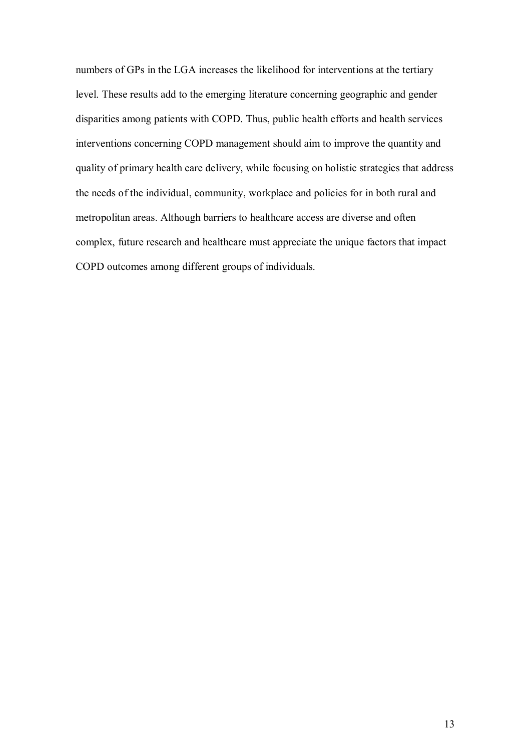numbers of GPs in the LGA increases the likelihood for interventions at the tertiary level. These results add to the emerging literature concerning geographic and gender disparities among patients with COPD. Thus, public health efforts and health services interventions concerning COPD management should aim to improve the quantity and quality of primary health care delivery, while focusing on holistic strategies that address the needs of the individual, community, workplace and policies for in both rural and metropolitan areas. Although barriers to healthcare access are diverse and often complex, future research and healthcare must appreciate the unique factors that impact COPD outcomes among different groups of individuals.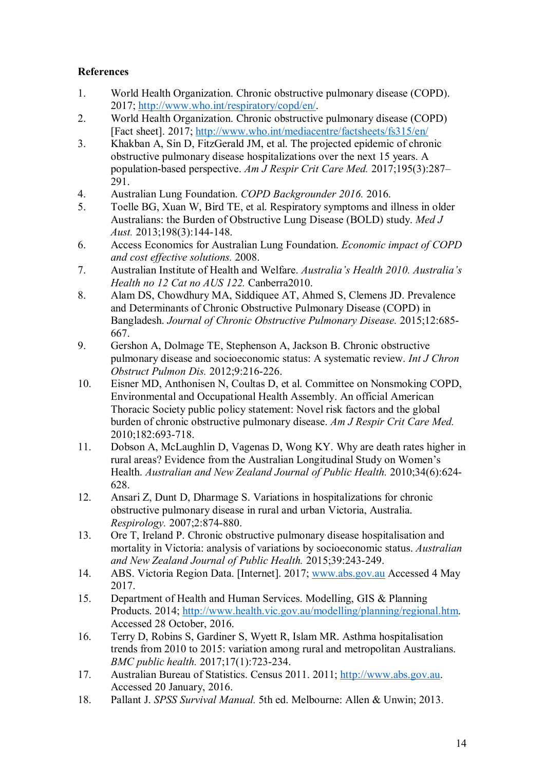**References**

1. World Health Organization. Chronic obstructive pulmonary disease (COPD). 2017; http://www.who.int/respiratory/copd/en/.
2. World Health Organization. Chronic obstructive pulmonary disease (COPD) [Fact sheet]. 2017; http://www.who.int/mediacentre/factsheets/fs315/en/
3. Khakban A, Sin D, FitzGerald JM, et al. The projected epidemic of chronic obstructive pulmonary disease hospitalizations over the next 15 years. A population-based perspective. *Am J Respir Crit Care Med.* 2017;195(3):287–291.
4. Australian Lung Foundation. *COPD Backgrounder 2016.* 2016.
5. Toelle BG, Xuan W, Bird TE, et al. Respiratory symptoms and illness in older Australians: the Burden of Obstructive Lung Disease (BOLD) study. *Med J Aust.* 2013;198(3):144-148.
6. Access Economics for Australian Lung Foundation. *Economic impact of COPD and cost effective solutions.* 2008.
7. Australian Institute of Health and Welfare. *Australia's Health 2010. Australia's Health no 12 Cat no AUS 122.* Canberra2010.
8. Alam DS, Chowdhury MA, Siddiquee AT, Ahmed S, Clemens JD. Prevalence and Determinants of Chronic Obstructive Pulmonary Disease (COPD) in Bangladesh. *Journal of Chronic Obstructive Pulmonary Disease.* 2015;12:685-667.
9. Gershon A, Dolmage TE, Stephenson A, Jackson B. Chronic obstructive pulmonary disease and socioeconomic status: A systematic review. *Int J Chron Obstruct Pulmon Dis.* 2012;9:216-226.
10. Eisner MD, Anthonisen N, Coultas D, et al. Committee on Nonsmoking COPD, Environmental and Occupational Health Assembly. An official American Thoracic Society public policy statement: Novel risk factors and the global burden of chronic obstructive pulmonary disease. *Am J Respir Crit Care Med.* 2010;182:693-718.
11. Dobson A, McLaughlin D, Vagenas D, Wong KY. Why are death rates higher in rural areas? Evidence from the Australian Longitudinal Study on Women's Health. *Australian and New Zealand Journal of Public Health.* 2010;34(6):624-628.
12. Ansari Z, Dunt D, Dharmage S. Variations in hospitalizations for chronic obstructive pulmonary disease in rural and urban Victoria, Australia. *Respirology.* 2007;2:874-880.
13. Ore T, Ireland P. Chronic obstructive pulmonary disease hospitalisation and mortality in Victoria: analysis of variations by socioeconomic status. *Australian and New Zealand Journal of Public Health.* 2015;39:243-249.
14. ABS. Victoria Region Data. [Internet]. 2017; www.abs.gov.au Accessed 4 May 2017.
15. Department of Health and Human Services. Modelling, GIS & Planning Products. 2014; http://www.health.vic.gov.au/modelling/planning/regional.htm. Accessed 28 October, 2016.
16. Terry D, Robins S, Gardiner S, Wyett R, Islam MR. Asthma hospitalisation trends from 2010 to 2015: variation among rural and metropolitan Australians. *BMC public health.* 2017;17(1):723-234.
17. Australian Bureau of Statistics. Census 2011. 2011; http://www.abs.gov.au. Accessed 20 January, 2016.
18. Pallant J. *SPSS Survival Manual.* 5th ed. Melbourne: Allen & Unwin; 2013.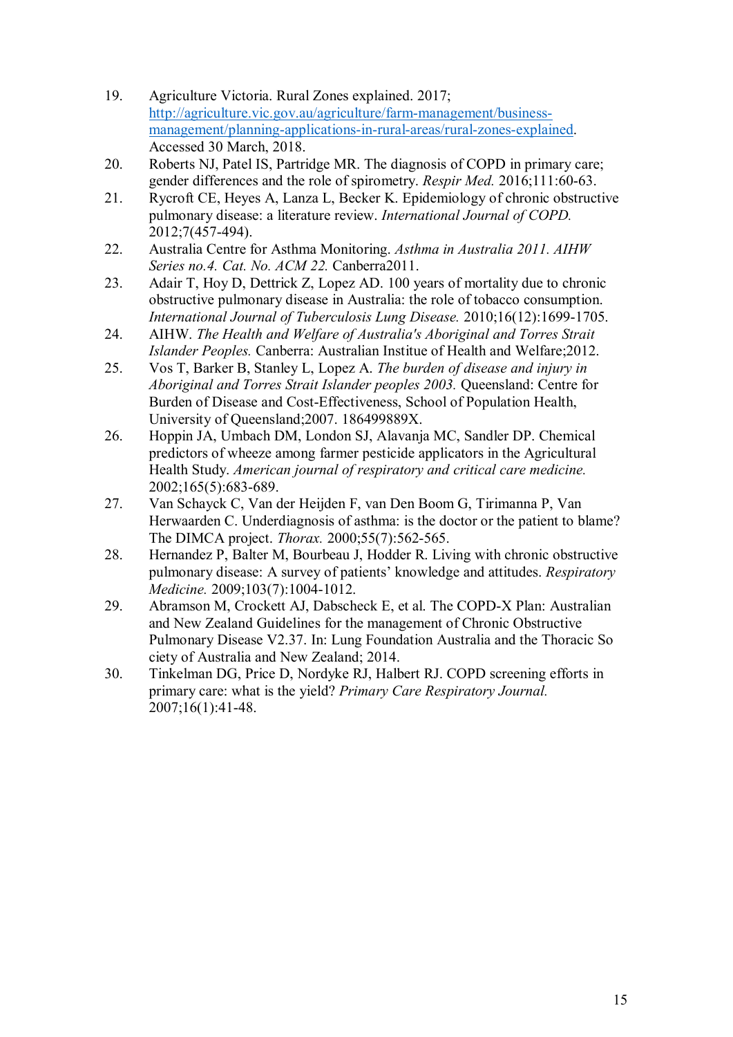19. Agriculture Victoria. Rural Zones explained. 2017; [http://agriculture.vic.gov.au/agriculture/farm-management/business-management/planning-applications-in-rural-areas/rural-zones-explained](http://agriculture.vic.gov.au/agriculture/farm-management/business-management/planning-applications-in-rural-areas/rural-zones-explained). Accessed 30 March, 2018.
20. Roberts NJ, Patel IS, Partridge MR. The diagnosis of COPD in primary care; gender differences and the role of spirometry. *Respir Med.* 2016;111:60-63.
21. Rycroft CE, Heyes A, Lanza L, Becker K. Epidemiology of chronic obstructive pulmonary disease: a literature review. *International Journal of COPD.* 2012;7(457-494).
22. Australia Centre for Asthma Monitoring. *Asthma in Australia 2011. AIHW Series no.4. Cat. No. ACM 22.* Canberra2011.
23. Adair T, Hoy D, Dettrick Z, Lopez AD. 100 years of mortality due to chronic obstructive pulmonary disease in Australia: the role of tobacco consumption. *International Journal of Tuberculosis Lung Disease.* 2010;16(12):1699-1705.
24. AIHW. *The Health and Welfare of Australia's Aboriginal and Torres Strait Islander Peoples.* Canberra: Australian Institue of Health and Welfare;2012.
25. Vos T, Barker B, Stanley L, Lopez A. *The burden of disease and injury in Aboriginal and Torres Strait Islander peoples 2003.* Queensland: Centre for Burden of Disease and Cost-Effectiveness, School of Population Health, University of Queensland;2007. 186499889X.
26. Hoppin JA, Umbach DM, London SJ, Alavanja MC, Sandler DP. Chemical predictors of wheeze among farmer pesticide applicators in the Agricultural Health Study. *American journal of respiratory and critical care medicine.* 2002;165(5):683-689.
27. Van Schayck C, Van der Heijden F, van Den Boom G, Tirimanna P, Van Herwaarden C. Underdiagnosis of asthma: is the doctor or the patient to blame? The DIMCA project. *Thorax.* 2000;55(7):562-565.
28. Hernandez P, Balter M, Bourbeau J, Hodder R. Living with chronic obstructive pulmonary disease: A survey of patients' knowledge and attitudes. *Respiratory Medicine.* 2009;103(7):1004-1012.
29. Abramson M, Crockett AJ, Dabscheck E, et al. The COPD-X Plan: Australian and New Zealand Guidelines for the management of Chronic Obstructive Pulmonary Disease V2.37. In: Lung Foundation Australia and the Thoracic So ciety of Australia and New Zealand; 2014.
30. Tinkelman DG, Price D, Nordyke RJ, Halbert RJ. COPD screening efforts in primary care: what is the yield? *Primary Care Respiratory Journal.* 2007;16(1):41-48.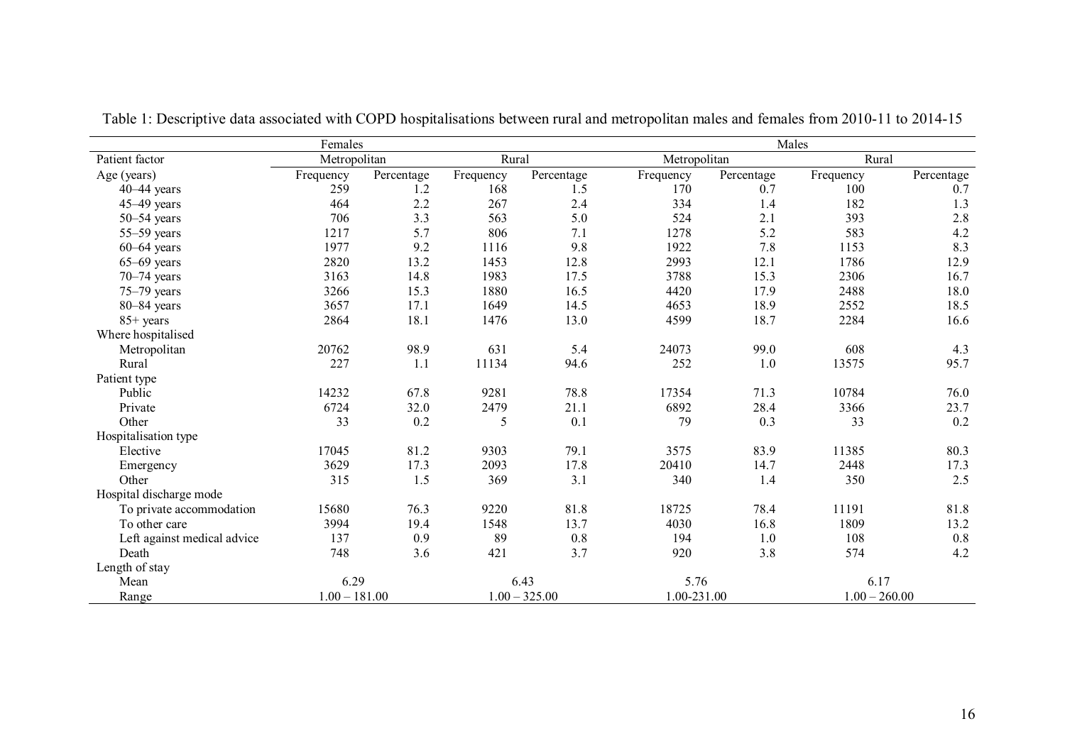Table 1: Descriptive data associated with COPD hospitalisations between rural and metropolitan males and females from 2010-11 to 2014-15

| | Females | | | | Males | | | |
|---|---|---|---|---|---|---|---|---|
| Patient factor | Metropolitan | | Rural | | Metropolitan | | Rural | |
| Age (years) | Frequency | Percentage | Frequency | Percentage | Frequency | Percentage | Frequency | Percentage |
| 40–44 years | 259 | 1.2 | 168 | 1.5 | 170 | 0.7 | 100 | 0.7 |
| 45–49 years | 464 | 2.2 | 267 | 2.4 | 334 | 1.4 | 182 | 1.3 |
| 50–54 years | 706 | 3.3 | 563 | 5.0 | 524 | 2.1 | 393 | 2.8 |
| 55–59 years | 1217 | 5.7 | 806 | 7.1 | 1278 | 5.2 | 583 | 4.2 |
| 60–64 years | 1977 | 9.2 | 1116 | 9.8 | 1922 | 7.8 | 1153 | 8.3 |
| 65–69 years | 2820 | 13.2 | 1453 | 12.8 | 2993 | 12.1 | 1786 | 12.9 |
| 70–74 years | 3163 | 14.8 | 1983 | 17.5 | 3788 | 15.3 | 2306 | 16.7 |
| 75–79 years | 3266 | 15.3 | 1880 | 16.5 | 4420 | 17.9 | 2488 | 18.0 |
| 80–84 years | 3657 | 17.1 | 1649 | 14.5 | 4653 | 18.9 | 2552 | 18.5 |
| 85+ years | 2864 | 18.1 | 1476 | 13.0 | 4599 | 18.7 | 2284 | 16.6 |
| Where hospitalised | | | | | | | | |
| Metropolitan | 20762 | 98.9 | 631 | 5.4 | 24073 | 99.0 | 608 | 4.3 |
| Rural | 227 | 1.1 | 11134 | 94.6 | 252 | 1.0 | 13575 | 95.7 |
| Patient type | | | | | | | | |
| Public | 14232 | 67.8 | 9281 | 78.8 | 17354 | 71.3 | 10784 | 76.0 |
| Private | 6724 | 32.0 | 2479 | 21.1 | 6892 | 28.4 | 3366 | 23.7 |
| Other | 33 | 0.2 | 5 | 0.1 | 79 | 0.3 | 33 | 0.2 |
| Hospitalisation type | | | | | | | | |
| Elective | 17045 | 81.2 | 9303 | 79.1 | 3575 | 83.9 | 11385 | 80.3 |
| Emergency | 3629 | 17.3 | 2093 | 17.8 | 20410 | 14.7 | 2448 | 17.3 |
| Other | 315 | 1.5 | 369 | 3.1 | 340 | 1.4 | 350 | 2.5 |
| Hospital discharge mode | | | | | | | | |
| To private accommodation | 15680 | 76.3 | 9220 | 81.8 | 18725 | 78.4 | 11191 | 81.8 |
| To other care | 3994 | 19.4 | 1548 | 13.7 | 4030 | 16.8 | 1809 | 13.2 |
| Left against medical advice | 137 | 0.9 | 89 | 0.8 | 194 | 1.0 | 108 | 0.8 |
| Death | 748 | 3.6 | 421 | 3.7 | 920 | 3.8 | 574 | 4.2 |
| Length of stay | | | | | | | | |
| Mean | 6.29 | | 6.43 | | 5.76 | | 6.17 | |
| Range | 1.00 – 181.00 | | 1.00 – 325.00 | | 1.00-231.00 | | 1.00 – 260.00 | |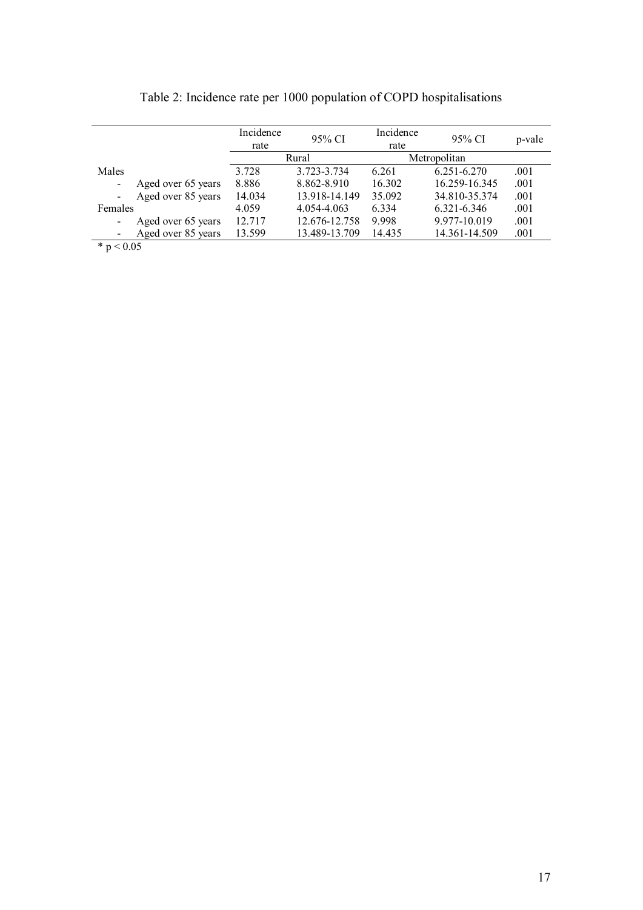Table 2: Incidence rate per 1000 population of COPD hospitalisations

| | Incidence rate | 95% CI | Incidence rate | 95% CI | p-vale |
|---|---|---|---|---|---|
| | Rural | | Metropolitan | | |
| Males | 3.728 | 3.723-3.734 | 6.261 | 6.251-6.270 | .001 |
| - Aged over 65 years | 8.886 | 8.862-8.910 | 16.302 | 16.259-16.345 | .001 |
| - Aged over 85 years | 14.034 | 13.918-14.149 | 35.092 | 34.810-35.374 | .001 |
| Females | 4.059 | 4.054-4.063 | 6.334 | 6.321-6.346 | .001 |
| - Aged over 65 years | 12.717 | 12.676-12.758 | 9.998 | 9.977-10.019 | .001 |
| - Aged over 85 years | 13.599 | 13.489-13.709 | 14.435 | 14.361-14.509 | .001 |

* $p < 0.05$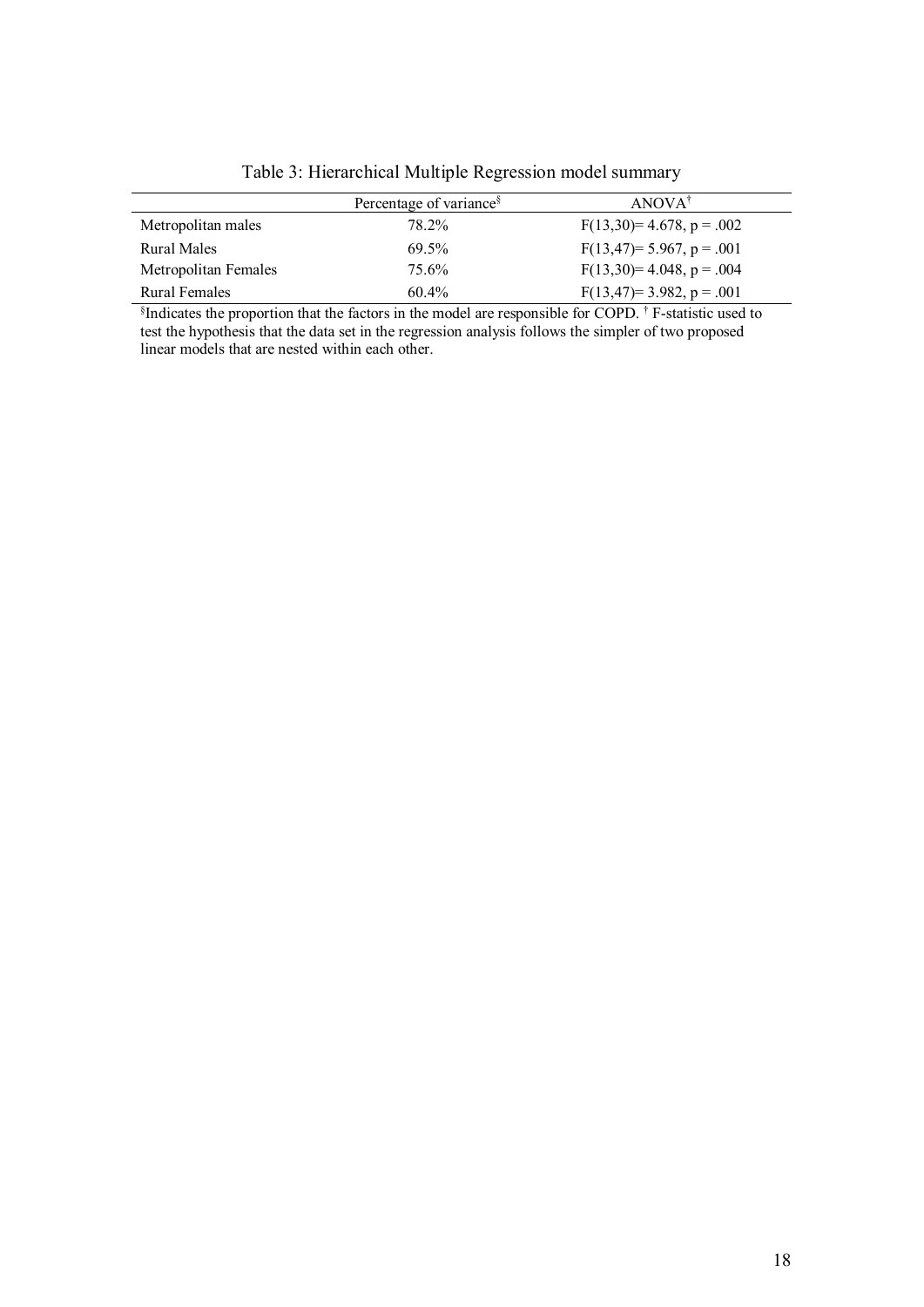Table 3: Hierarchical Multiple Regression model summary

| | Percentage of variance[§] | ANOVA[†] |
|---|---|---|
| Metropolitan males | 78.2% | $F(13,30) = 4.678$, $p = .002$ |
| Rural Males | 69.5% | $F(13,47) = 5.967$, $p = .001$ |
| Metropolitan Females | 75.6% | $F(13,30) = 4.048$, $p = .004$ |
| Rural Females | 60.4% | $F(13,47) = 3.982$, $p = .001$ |

[§]Indicates the proportion that the factors in the model are responsible for COPD. [†] F-statistic used to test the hypothesis that the data set in the regression analysis follows the simpler of two proposed linear models that are nested within each other.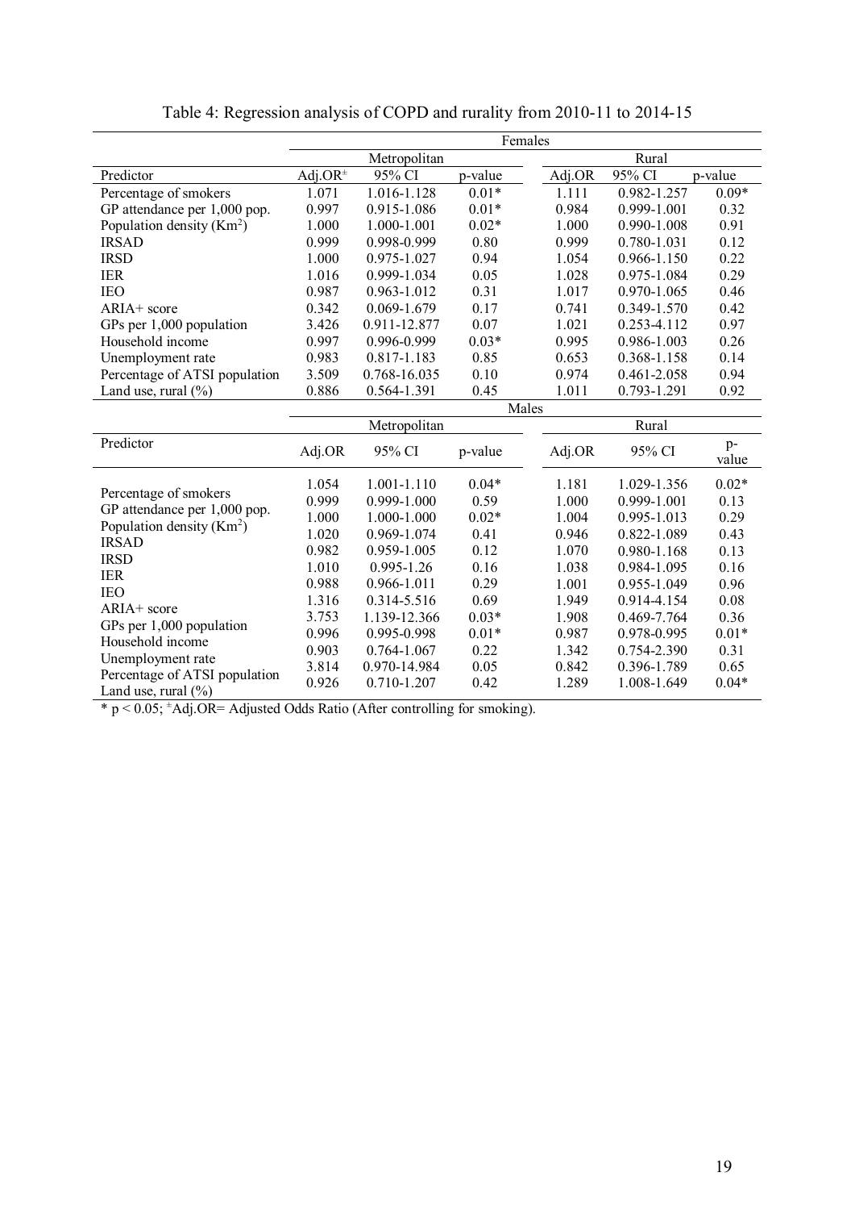Table 4: Regression analysis of COPD and rurality from 2010-11 to 2014-15

| | Females | | | | | |
|---|---|---|---|---|---|---|
| | Metropolitan | | | Rural | | |
| Predictor | Adj.OR[±] | 95% CI | p-value | Adj.OR | 95% CI | p-value |
| Percentage of smokers | 1.071 | 1.016-1.128 | 0.01* | 1.111 | 0.982-1.257 | 0.09* |
| GP attendance per 1,000 pop. | 0.997 | 0.915-1.086 | 0.01* | 0.984 | 0.999-1.001 | 0.32 |
| Population density ($Km^2$) | 1.000 | 1.000-1.001 | 0.02* | 1.000 | 0.990-1.008 | 0.91 |
| IRSAD | 0.999 | 0.998-0.999 | 0.80 | 0.999 | 0.780-1.031 | 0.12 |
| IRSD | 1.000 | 0.975-1.027 | 0.94 | 1.054 | 0.966-1.150 | 0.22 |
| IER | 1.016 | 0.999-1.034 | 0.05 | 1.028 | 0.975-1.084 | 0.29 |
| IEO | 0.987 | 0.963-1.012 | 0.31 | 1.017 | 0.970-1.065 | 0.46 |
| ARIA+ score | 0.342 | 0.069-1.679 | 0.17 | 0.741 | 0.349-1.570 | 0.42 |
| GPs per 1,000 population | 3.426 | 0.911-12.877 | 0.07 | 1.021 | 0.253-4.112 | 0.97 |
| Household income | 0.997 | 0.996-0.999 | 0.03* | 0.995 | 0.986-1.003 | 0.26 |
| Unemployment rate | 0.983 | 0.817-1.183 | 0.85 | 0.653 | 0.368-1.158 | 0.14 |
| Percentage of ATSI population | 3.509 | 0.768-16.035 | 0.10 | 0.974 | 0.461-2.058 | 0.94 |
| Land use, rural (%) | 0.886 | 0.564-1.391 | 0.45 | 1.011 | 0.793-1.291 | 0.92 |
| | Males | | | | | |
| | Metropolitan | | | Rural | | |
| Predictor | Adj.OR | 95% CI | p-value | Adj.OR | 95% CI | p-value |
| Percentage of smokers | 1.054 | 1.001-1.110 | 0.04* | 1.181 | 1.029-1.356 | 0.02* |
| GP attendance per 1,000 pop. | 0.999 | 0.999-1.000 | 0.59 | 1.000 | 0.999-1.001 | 0.13 |
| Population density ($Km^2$) | 1.000 | 1.000-1.000 | 0.02* | 1.004 | 0.995-1.013 | 0.29 |
| IRSAD | 1.020 | 0.969-1.074 | 0.41 | 0.946 | 0.822-1.089 | 0.43 |
| IRSD | 0.982 | 0.959-1.005 | 0.12 | 1.070 | 0.980-1.168 | 0.13 |
| IER | 1.010 | 0.995-1.26 | 0.16 | 1.038 | 0.984-1.095 | 0.16 |
| IEO | 0.988 | 0.966-1.011 | 0.29 | 1.001 | 0.955-1.049 | 0.96 |
| ARIA+ score | 1.316 | 0.314-5.516 | 0.69 | 1.949 | 0.914-4.154 | 0.08 |
| GPs per 1,000 population | 3.753 | 1.139-12.366 | 0.03* | 1.908 | 0.469-7.764 | 0.36 |
| Household income | 0.996 | 0.995-0.998 | 0.01* | 0.987 | 0.978-0.995 | 0.01* |
| Unemployment rate | 0.903 | 0.764-1.067 | 0.22 | 1.342 | 0.754-2.390 | 0.31 |
| Percentage of ATSI population | 3.814 | 0.970-14.984 | 0.05 | 0.842 | 0.396-1.789 | 0.65 |
| Land use, rural (%) | 0.926 | 0.710-1.207 | 0.42 | 1.289 | 1.008-1.649 | 0.04* |

* $p < 0.05$; [±]Adj.OR= Adjusted Odds Ratio (After controlling for smoking).